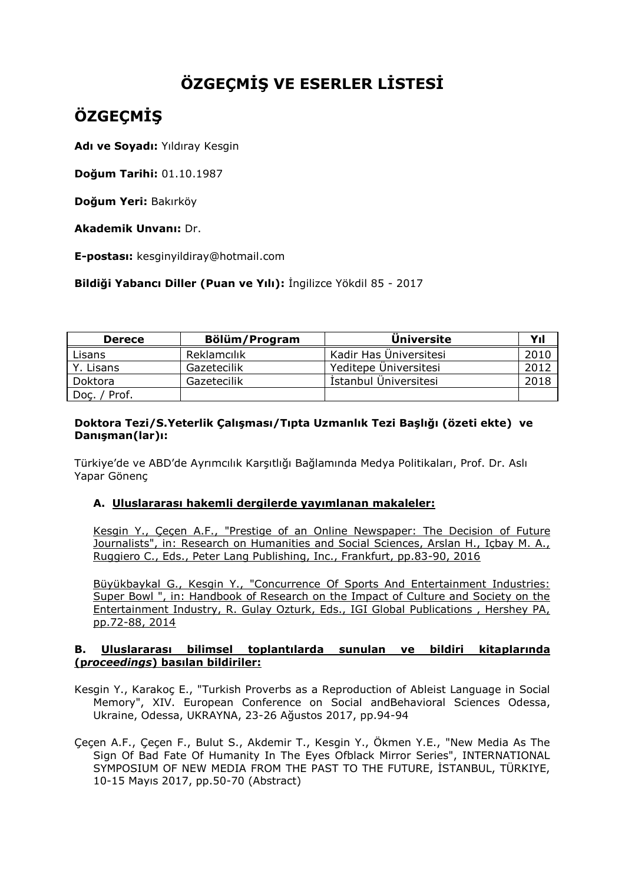# ÖZGEÇMİŞ VE ESERLER LİSTESİ

## ÖZGEÇMİŞ

**Adı ve Soyadı:** Yıldıray Kesgin

**Doğum Tarihi:** 01.10.1987

**Doğum Yeri:** Bakırköy

**Akademik Unvanı:** Dr.

**E-postası:** kesginyildiray@hotmail.com

**Bildiği Yabancı Diller (Puan ve Yılı):** İngilizce Yökdil 85 - 2017

| Derece | Bölüm/Program | Üniversite | Yıl |
|---|---|---|---|
| Lisans | Reklamcılık | Kadir Has Üniversitesi | 2010 |
| Y. Lisans | Gazetecilik | Yeditepe Üniversitesi | 2012 |
| Doktora | Gazetecilik | İstanbul Üniversitesi | 2018 |
| Doç. / Prof. | | | |

**Doktora Tezi/S.Yeterlik Çalışması/Tıpta Uzmanlık Tezi Başlığı (özeti ekte) ve Danışman(lar)ı:**

Türkiye'de ve ABD'de Ayrımcılık Karşıtlığı Bağlamında Medya Politikaları, Prof. Dr. Aslı Yapar Gönenç

### A. Uluslararası hakemli dergilerde yayımlanan makaleler:

Kesgin Y., Çeçen A.F., "Prestige of an Online Newspaper: The Decision of Future Journalists", in: Research on Humanities and Social Sciences, Arslan H., Içbay M. A., Ruggiero C., Eds., Peter Lang Publishing, Inc., Frankfurt, pp.83-90, 2016

Büyükbaykal G., Kesgin Y., "Concurrence Of Sports And Entertainment Industries: Super Bowl ", in: Handbook of Research on the Impact of Culture and Society on the Entertainment Industry, R. Gulay Ozturk, Eds., IGI Global Publications , Hershey PA, pp.72-88, 2014

### B. Uluslararası bilimsel toplantılarda sunulan ve bildiri kitaplarında (*proceedings*) basılan bildiriler:

Kesgin Y., Karakoç E., "Turkish Proverbs as a Reproduction of Ableist Language in Social Memory", XIV. European Conference on Social andBehavioral Sciences Odessa, Ukraine, Odessa, UKRAYNA, 23-26 Ağustos 2017, pp.94-94

Çeçen A.F., Çeçen F., Bulut S., Akdemir T., Kesgin Y., Ökmen Y.E., "New Media As The Sign Of Bad Fate Of Humanity In The Eyes Ofblack Mirror Series", INTERNATIONAL SYMPOSIUM OF NEW MEDIA FROM THE PAST TO THE FUTURE, İSTANBUL, TÜRKIYE, 10-15 Mayıs 2017, pp.50-70 (Abstract)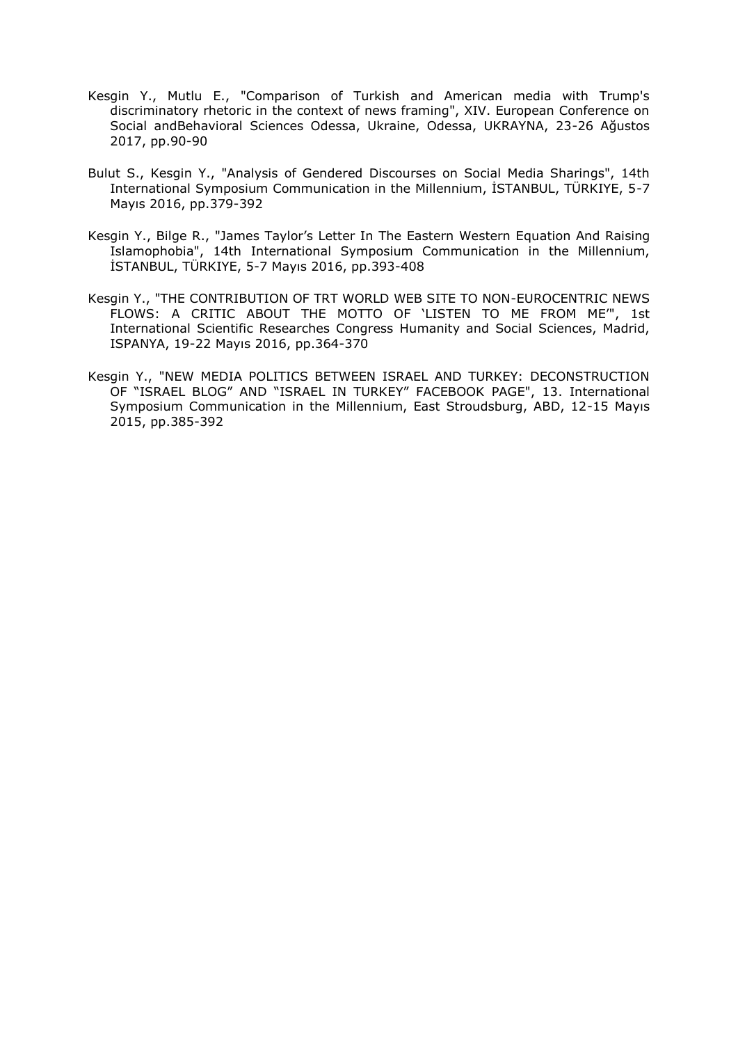Kesgin Y., Mutlu E., "Comparison of Turkish and American media with Trump's discriminatory rhetoric in the context of news framing", XIV. European Conference on Social andBehavioral Sciences Odessa, Ukraine, Odessa, UKRAYNA, 23-26 Ağustos 2017, pp.90-90

Bulut S., Kesgin Y., "Analysis of Gendered Discourses on Social Media Sharings", 14th International Symposium Communication in the Millennium, İSTANBUL, TÜRKIYE, 5-7 Mayıs 2016, pp.379-392

Kesgin Y., Bilge R., "James Taylor's Letter In The Eastern Western Equation And Raising Islamophobia", 14th International Symposium Communication in the Millennium, İSTANBUL, TÜRKIYE, 5-7 Mayıs 2016, pp.393-408

Kesgin Y., "THE CONTRIBUTION OF TRT WORLD WEB SITE TO NON-EUROCENTRIC NEWS FLOWS: A CRITIC ABOUT THE MOTTO OF 'LISTEN TO ME FROM ME'", 1st International Scientific Researches Congress Humanity and Social Sciences, Madrid, ISPANYA, 19-22 Mayıs 2016, pp.364-370

Kesgin Y., "NEW MEDIA POLITICS BETWEEN ISRAEL AND TURKEY: DECONSTRUCTION OF "ISRAEL BLOG" AND "ISRAEL IN TURKEY" FACEBOOK PAGE", 13. International Symposium Communication in the Millennium, East Stroudsburg, ABD, 12-15 Mayıs 2015, pp.385-392